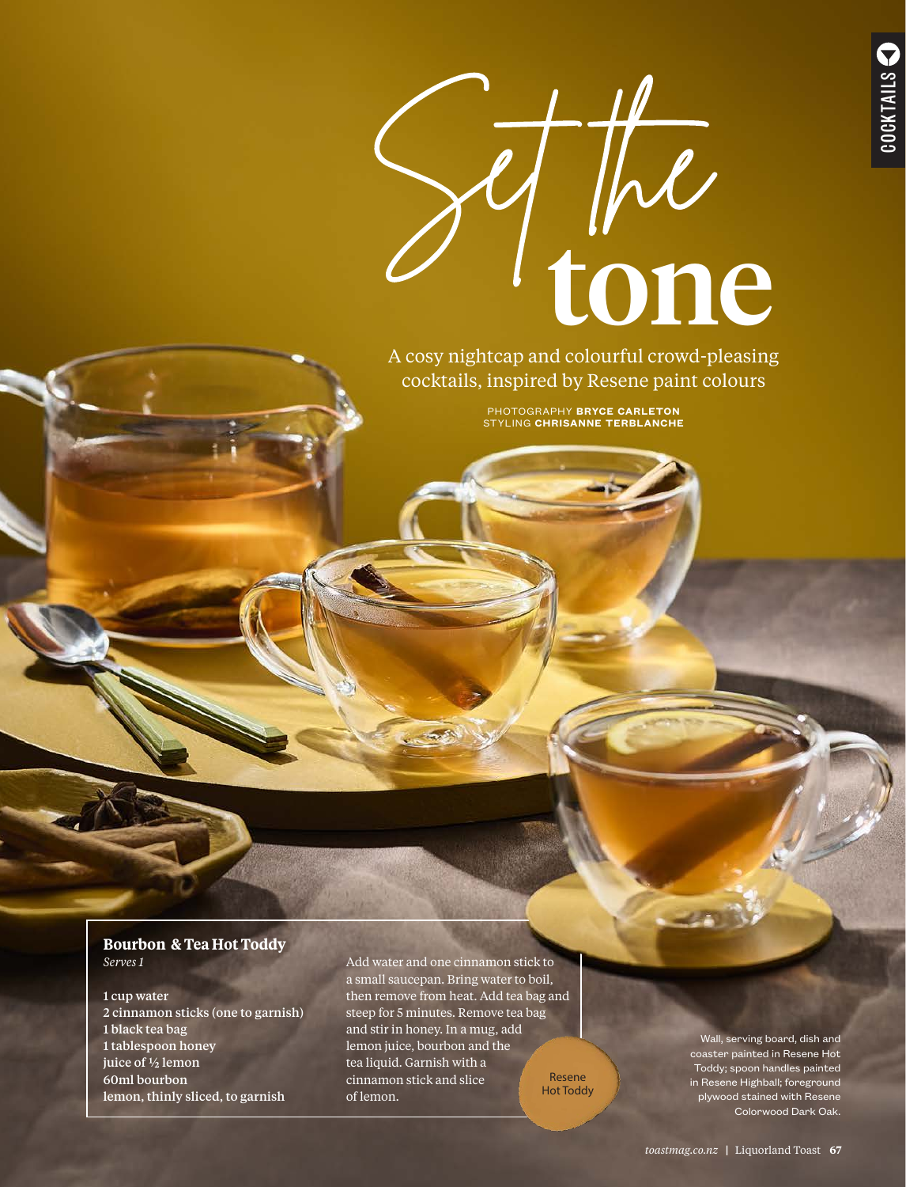# Set the tone

A cosy nightcap and colourful crowd-pleasing cocktails, inspired by Resene paint colours

PHOTOGRAPHY **BRYCE CARLETON**
STYLING **CHRISANNE TERBLANCHE**

## Bourbon & Tea Hot Toddy

*Serves 1*

1 cup water
2 cinnamon sticks (one to garnish)
1 black tea bag
1 tablespoon honey
juice of ½ lemon
60ml bourbon
lemon, thinly sliced, to garnish

Add water and one cinnamon stick to a small saucepan. Bring water to boil, then remove from heat. Add tea bag and steep for 5 minutes. Remove tea bag and stir in honey. In a mug, add lemon juice, bourbon and the tea liquid. Garnish with a cinnamon stick and slice of lemon.

Resene Hot Toddy

Wall, serving board, dish and coaster painted in Resene Hot Toddy; spoon handles painted in Resene Highball; foreground plywood stained with Resene Colorwood Dark Oak.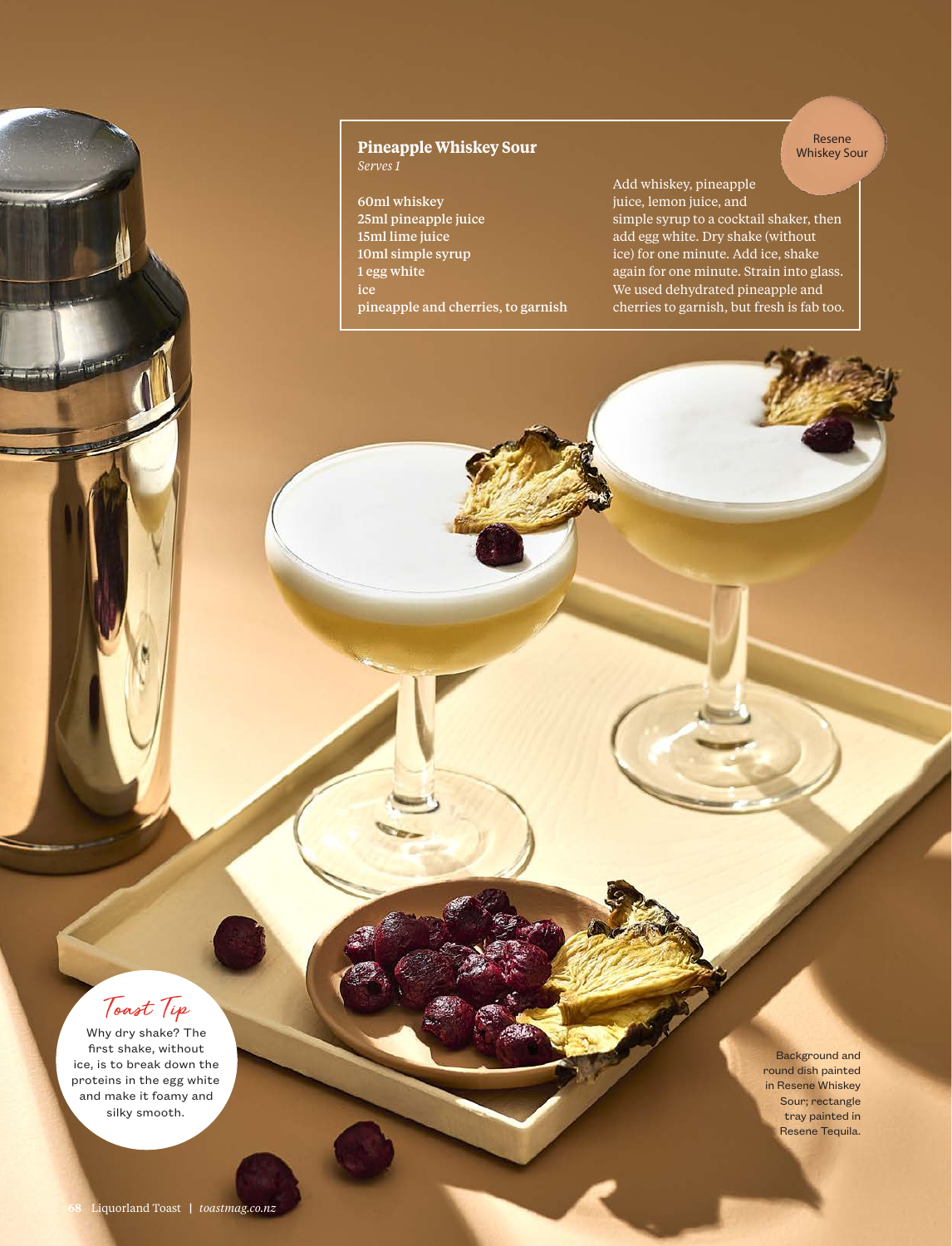## Pineapple Whiskey Sour

*Serves 1*

Resene Whiskey Sour

**60ml whiskey**
**25ml pineapple juice**
**15ml lime juice**
**10ml simple syrup**
**1 egg white**
**ice**
**pineapple and cherries, to garnish**

Add whiskey, pineapple juice, lemon juice, and simple syrup to a cocktail shaker, then add egg white. Dry shake (without ice) for one minute. Add ice, shake again for one minute. Strain into glass. We used dehydrated pineapple and cherries to garnish, but fresh is fab too.

### Toast Tip

Why dry shake? The first shake, without ice, is to break down the proteins in the egg white and make it foamy and silky smooth.

Background and round dish painted in Resene Whiskey Sour; rectangle tray painted in Resene Tequila.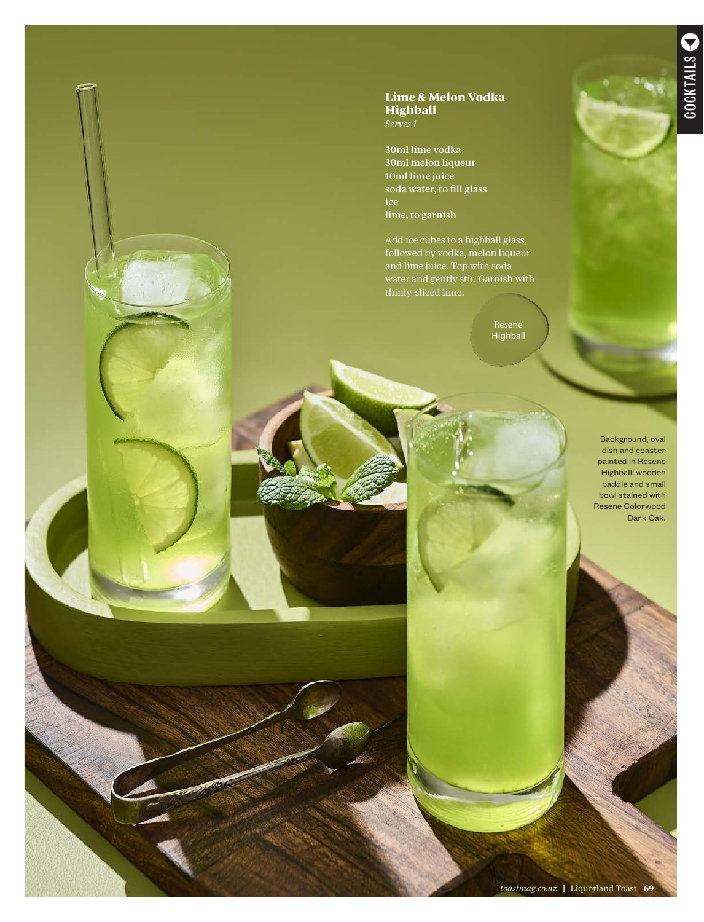## Lime & Melon Vodka Highball

*Serves 1*

30ml lime vodka
30ml melon liqueur
10ml lime juice
soda water, to fill glass
ice
lime, to garnish

Add ice cubes to a highball glass, followed by vodka, melon liqueur and lime juice. Top with soda water and gently stir. Garnish with thinly-sliced lime.

Resene Highball

Background, oval dish and coaster painted in Resene Highball; wooden paddle and small bowl stained with Resene Colorwood Dark Oak.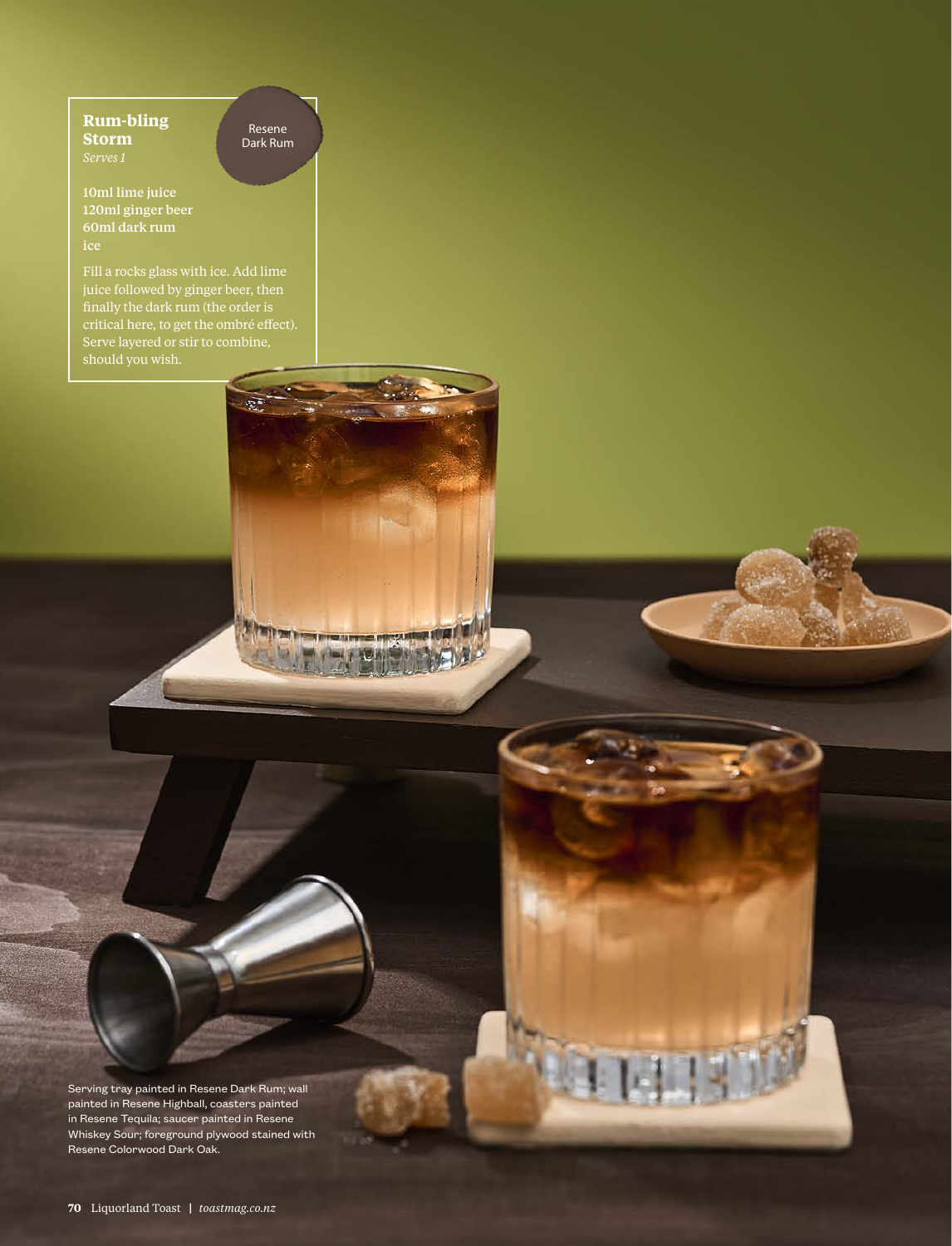## Rum-bling Storm

*Serves 1*

Resene Dark Rum

10ml lime juice
120ml ginger beer
60ml dark rum
ice

Fill a rocks glass with ice. Add lime juice followed by ginger beer, then finally the dark rum (the order is critical here, to get the ombré effect). Serve layered or stir to combine, should you wish.

Serving tray painted in Resene Dark Rum; wall painted in Resene Highball, coasters painted in Resene Tequila; saucer painted in Resene Whiskey Sour; foreground plywood stained with Resene Colorwood Dark Oak.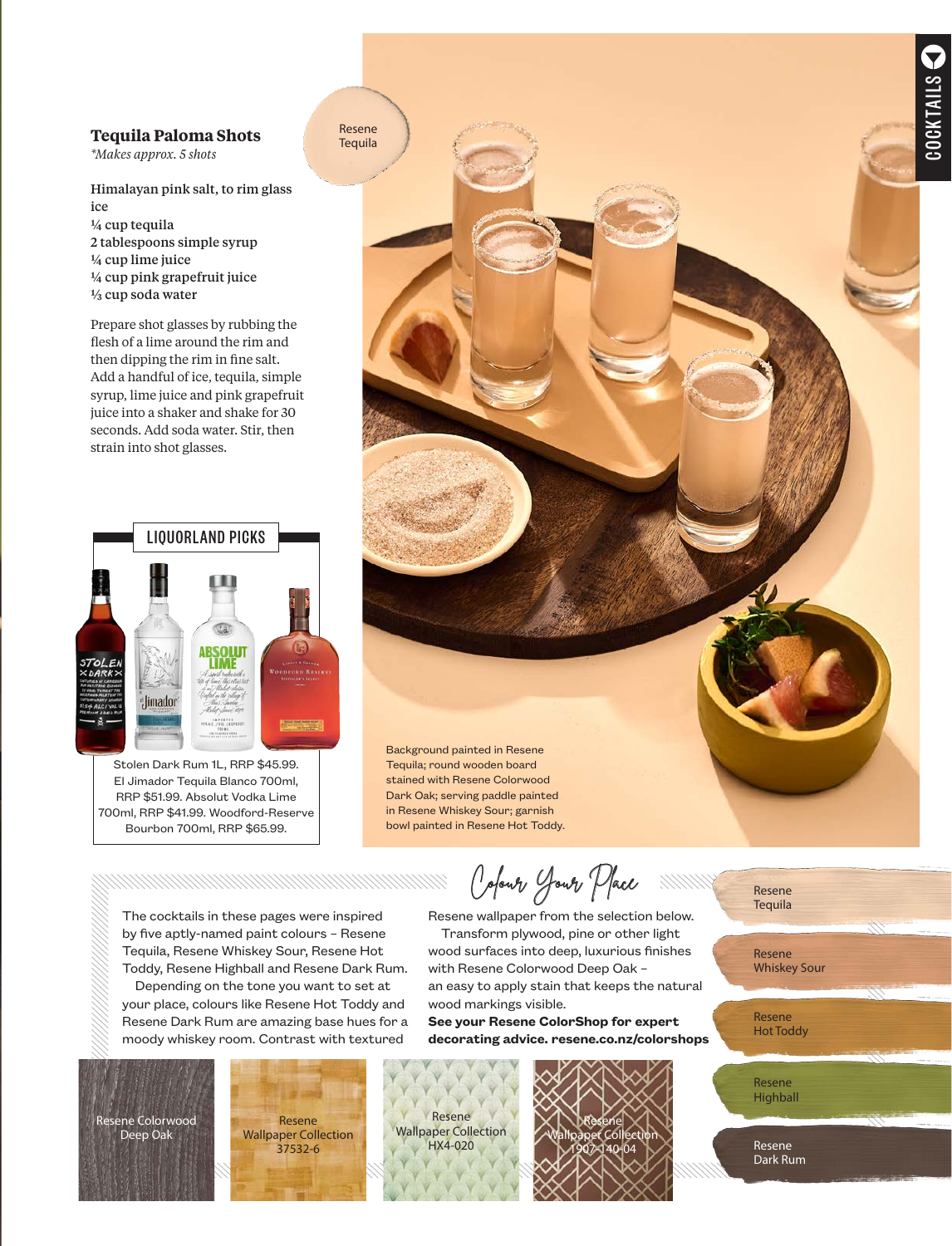## Tequila Paloma Shots

*\*Makes approx. 5 shots*

Himalayan pink salt, to rim glass
ice
¼ cup tequila
2 tablespoons simple syrup
¼ cup lime juice
¼ cup pink grapefruit juice
⅓ cup soda water

Prepare shot glasses by rubbing the flesh of a lime around the rim and then dipping the rim in fine salt. Add a handful of ice, tequila, simple syrup, lime juice and pink grapefruit juice into a shaker and shake for 30 seconds. Add soda water. Stir, then strain into shot glasses.

Resene Tequila

### LIQUORLAND PICKS

Stolen Dark Rum 1L, RRP $45.99. El Jimador Tequila Blanco 700ml, RRP $51.99. Absolut Vodka Lime 700ml, RRP $41.99. Woodford-Reserve Bourbon 700ml, RRP $65.99.

Background painted in Resene Tequila; round wooden board stained with Resene Colorwood Dark Oak; serving paddle painted in Resene Whiskey Sour; garnish bowl painted in Resene Hot Toddy.

## Colour Your Place

The cocktails in these pages were inspired by five aptly-named paint colours – Resene Tequila, Resene Whiskey Sour, Resene Hot Toddy, Resene Highball and Resene Dark Rum.

Depending on the tone you want to set at your place, colours like Resene Hot Toddy and Resene Dark Rum are amazing base hues for a moody whiskey room. Contrast with textured Resene wallpaper from the selection below.

Transform plywood, pine or other light wood surfaces into deep, luxurious finishes with Resene Colorwood Deep Oak – an easy to apply stain that keeps the natural wood markings visible.

**See your Resene ColorShop for expert decorating advice. resene.co.nz/colorshops**

Resene Tequila
Resene Whiskey Sour
Resene Hot Toddy
Resene Highball
Resene Dark Rum

Resene Colorwood Deep Oak
Resene Wallpaper Collection 37532-6
Resene Wallpaper Collection HX4-020
Resene Wallpaper Collection 1907-140-04